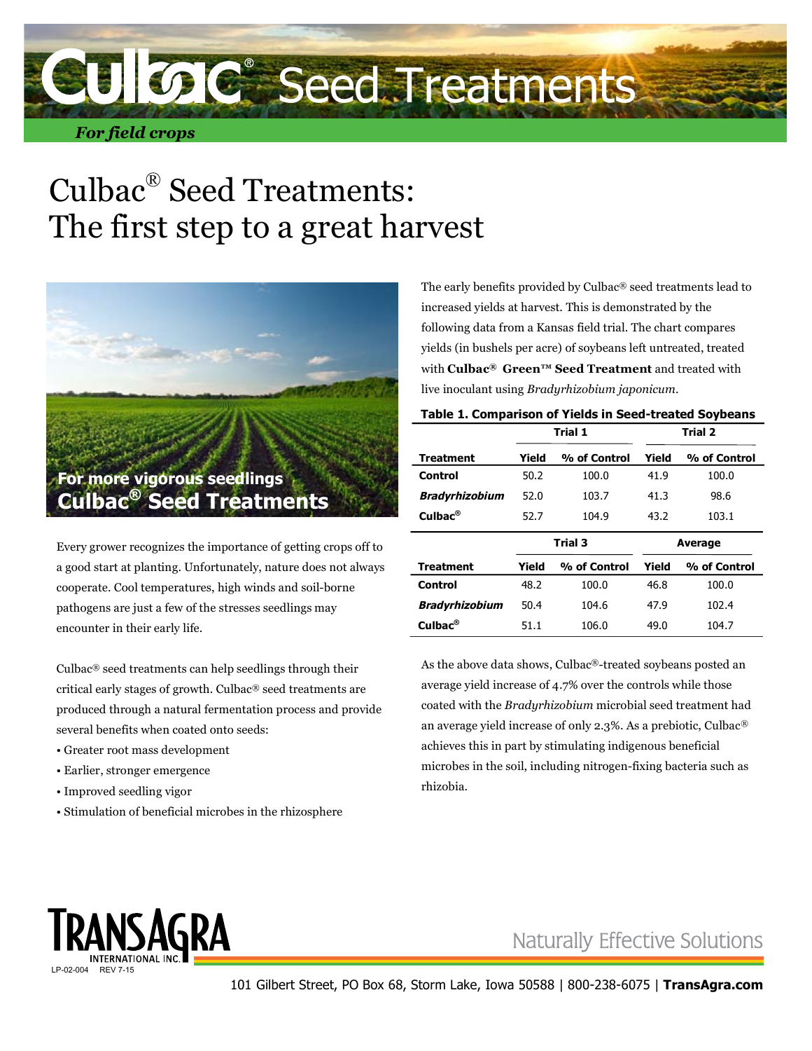# Culbac® Seed Treatments

*For field crops*

# Culbac® Seed Treatments: The first step to a great harvest

**For more vigorous seedlings**
**Culbac® Seed Treatments**

Every grower recognizes the importance of getting crops off to a good start at planting. Unfortunately, nature does not always cooperate. Cool temperatures, high winds and soil-borne pathogens are just a few of the stresses seedlings may encounter in their early life.

Culbac® seed treatments can help seedlings through their critical early stages of growth. Culbac® seed treatments are produced through a natural fermentation process and provide several benefits when coated onto seeds:

- Greater root mass development
- Earlier, stronger emergence
- Improved seedling vigor
- Stimulation of beneficial microbes in the rhizosphere

The early benefits provided by Culbac® seed treatments lead to increased yields at harvest. This is demonstrated by the following data from a Kansas field trial. The chart compares yields (in bushels per acre) of soybeans left untreated, treated with **Culbac® Green™ Seed Treatment** and treated with live inoculant using *Bradyrhizobium japonicum*.

**Table 1. Comparison of Yields in Seed-treated Soybeans**

| | Trial 1 | | Trial 2 | |
|---|---|---|---|---|
| **Treatment** | **Yield** | **% of Control** | **Yield** | **% of Control** |
| **Control** | 50.2 | 100.0 | 41.9 | 100.0 |
| ***Bradyrhizobium*** | 52.0 | 103.7 | 41.3 | 98.6 |
| **Culbac®** | 52.7 | 104.9 | 43.2 | 103.1 |
| | **Trial 3** | | **Average** | |
| **Treatment** | **Yield** | **% of Control** | **Yield** | **% of Control** |
| **Control** | 48.2 | 100.0 | 46.8 | 100.0 |
| ***Bradyrhizobium*** | 50.4 | 104.6 | 47.9 | 102.4 |
| **Culbac®** | 51.1 | 106.0 | 49.0 | 104.7 |

As the above data shows, Culbac®-treated soybeans posted an average yield increase of 4.7% over the controls while those coated with the *Bradyrhizobium* microbial seed treatment had an average yield increase of only 2.3%. As a prebiotic, Culbac® achieves this in part by stimulating indigenous beneficial microbes in the soil, including nitrogen-fixing bacteria such as rhizobia.

TRANSAGRA INTERNATIONAL INC.

LP-02-004 REV 7-15

Naturally Effective Solutions

101 Gilbert Street, PO Box 68, Storm Lake, Iowa 50588 | 800-238-6075 | **TransAgra.com**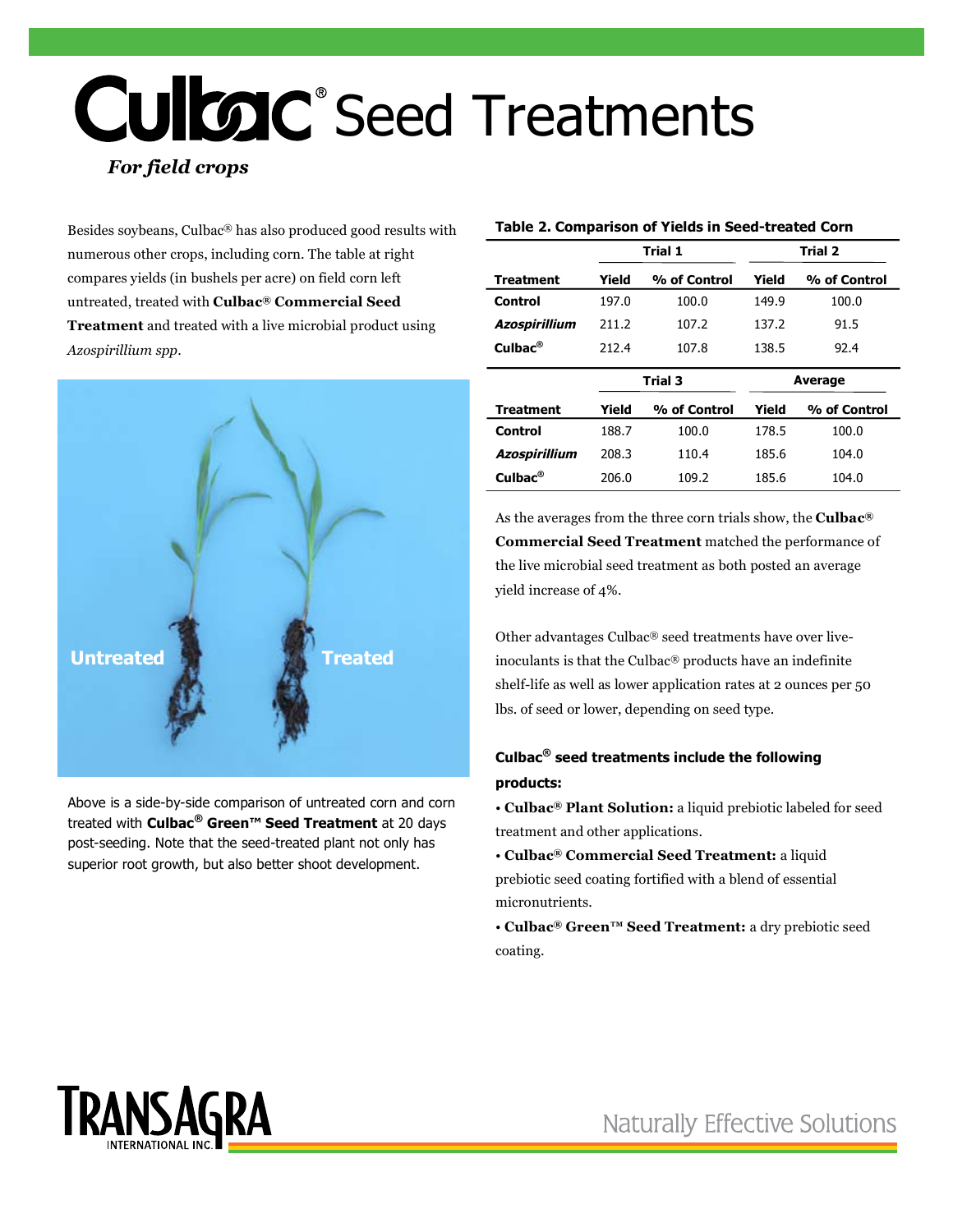# Culbac® Seed Treatments

***For field crops***

Besides soybeans, Culbac® has also produced good results with numerous other crops, including corn. The table at right compares yields (in bushels per acre) on field corn left untreated, treated with **Culbac® Commercial Seed Treatment** and treated with a live microbial product using *Azospirillium spp*.

Untreated

Treated

Above is a side-by-side comparison of untreated corn and corn treated with **Culbac® Green™ Seed Treatment** at 20 days post-seeding. Note that the seed-treated plant not only has superior root growth, but also better shoot development.

**Table 2. Comparison of Yields in Seed-treated Corn**

| | Trial 1 | | Trial 2 | |
|---|---|---|---|---|
| **Treatment** | **Yield** | **% of Control** | **Yield** | **% of Control** |
| **Control** | 197.0 | 100.0 | 149.9 | 100.0 |
| ***Azospirillium*** | 211.2 | 107.2 | 137.2 | 91.5 |
| **Culbac®** | 212.4 | 107.8 | 138.5 | 92.4 |
| | **Trial 3** | | **Average** | |
| **Treatment** | **Yield** | **% of Control** | **Yield** | **% of Control** |
| **Control** | 188.7 | 100.0 | 178.5 | 100.0 |
| ***Azospirillium*** | 208.3 | 110.4 | 185.6 | 104.0 |
| **Culbac®** | 206.0 | 109.2 | 185.6 | 104.0 |

As the averages from the three corn trials show, the **Culbac® Commercial Seed Treatment** matched the performance of the live microbial seed treatment as both posted an average yield increase of 4%.

Other advantages Culbac® seed treatments have over live-inoculants is that the Culbac® products have an indefinite shelf-life as well as lower application rates at 2 ounces per 50 lbs. of seed or lower, depending on seed type.

**Culbac® seed treatments include the following products:**

- **Culbac® Plant Solution:** a liquid prebiotic labeled for seed treatment and other applications.
- **Culbac® Commercial Seed Treatment:** a liquid prebiotic seed coating fortified with a blend of essential micronutrients.
- **Culbac® Green™ Seed Treatment:** a dry prebiotic seed coating.

TRANSAGRA INTERNATIONAL INC.

Naturally Effective Solutions